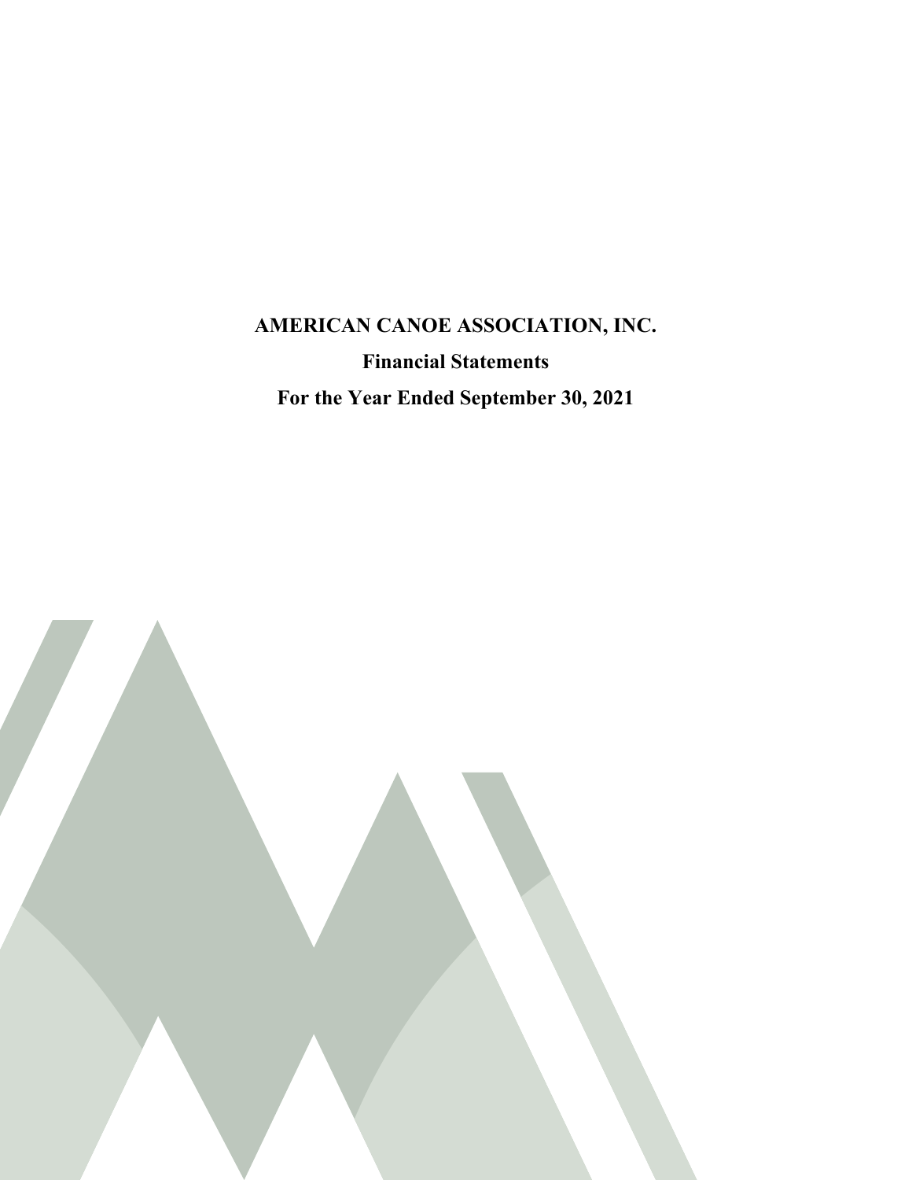# AMERICAN CANOE ASSOCIATION, INC.

## Financial Statements

## For the Year Ended September 30, 2021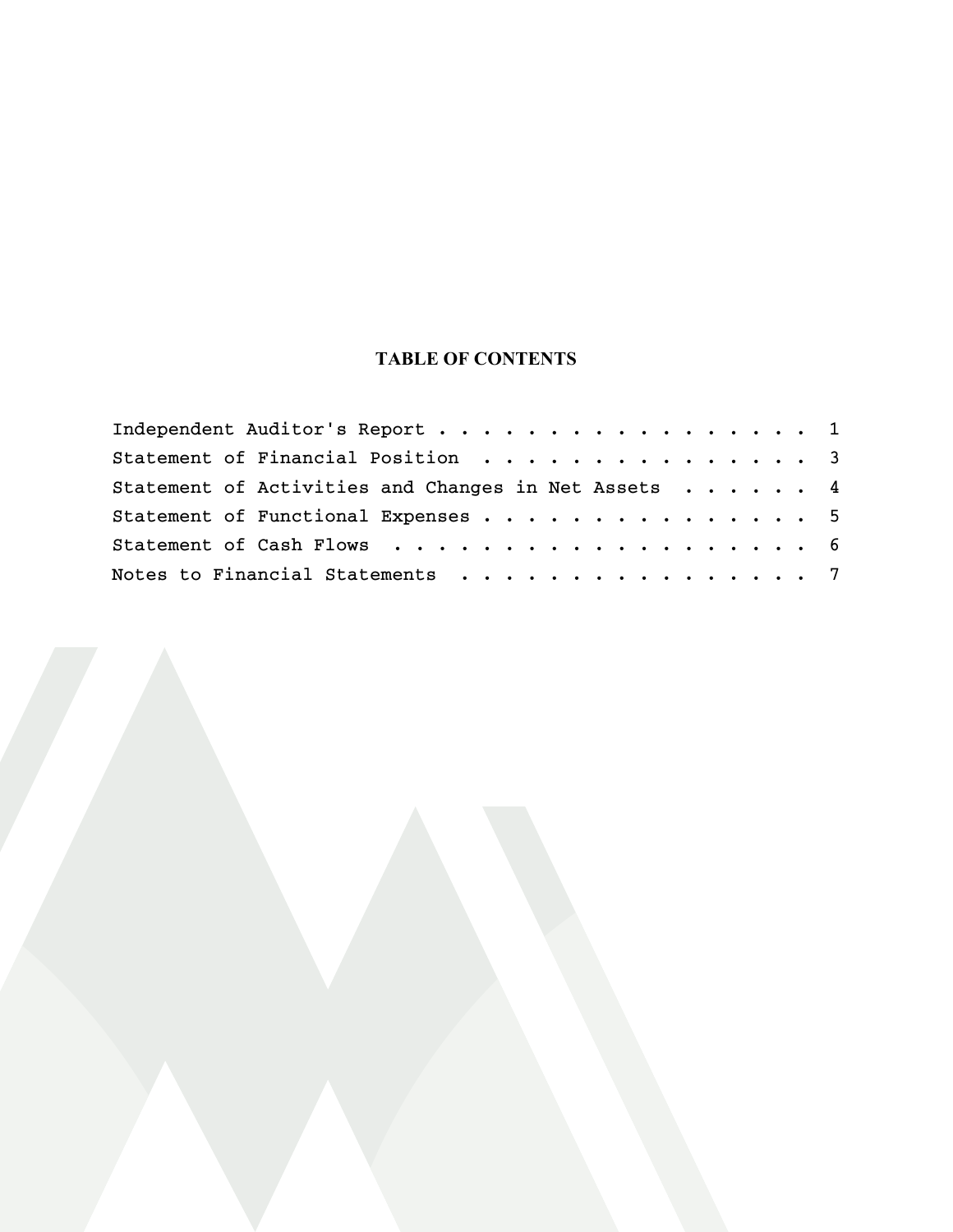## TABLE OF CONTENTS

| | |
|---|---|
| Independent Auditor's Report | 1 |
| Statement of Financial Position | 3 |
| Statement of Activities and Changes in Net Assets | 4 |
| Statement of Functional Expenses | 5 |
| Statement of Cash Flows | 6 |
| Notes to Financial Statements | 7 |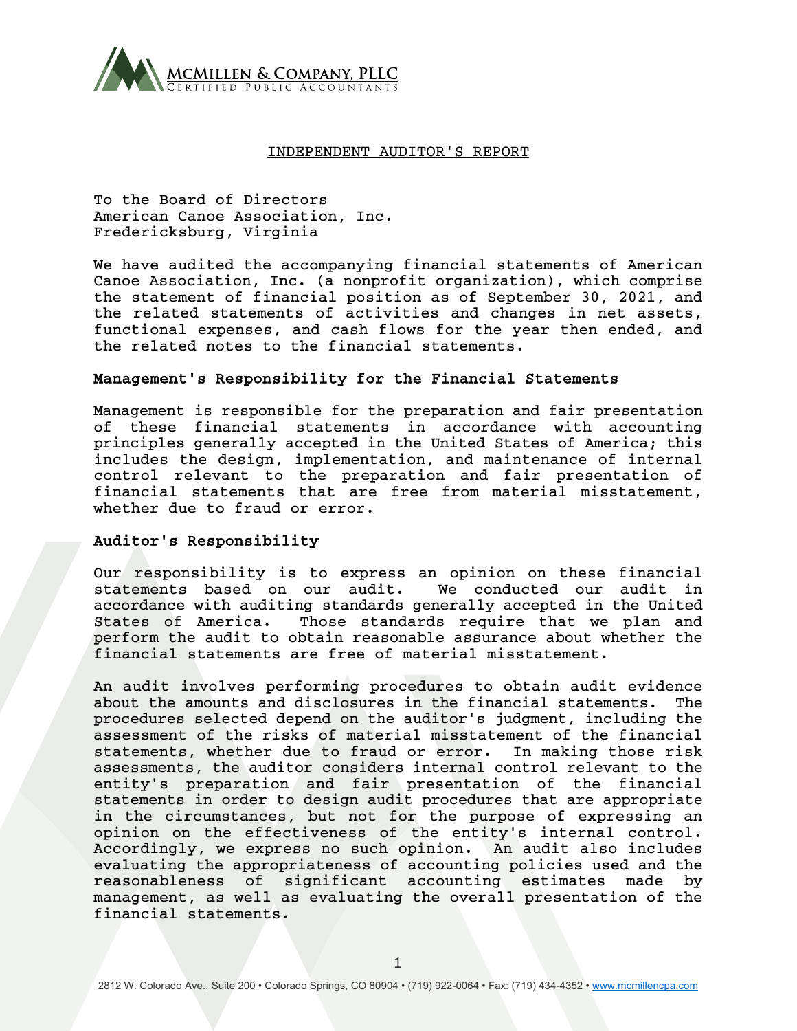McMillen & Company, PLLC
Certified Public Accountants

# INDEPENDENT AUDITOR'S REPORT

To the Board of Directors
American Canoe Association, Inc.
Fredericksburg, Virginia

We have audited the accompanying financial statements of American Canoe Association, Inc. (a nonprofit organization), which comprise the statement of financial position as of September 30, 2021, and the related statements of activities and changes in net assets, functional expenses, and cash flows for the year then ended, and the related notes to the financial statements.

## Management's Responsibility for the Financial Statements

Management is responsible for the preparation and fair presentation of these financial statements in accordance with accounting principles generally accepted in the United States of America; this includes the design, implementation, and maintenance of internal control relevant to the preparation and fair presentation of financial statements that are free from material misstatement, whether due to fraud or error.

## Auditor's Responsibility

Our responsibility is to express an opinion on these financial statements based on our audit. We conducted our audit in accordance with auditing standards generally accepted in the United States of America. Those standards require that we plan and perform the audit to obtain reasonable assurance about whether the financial statements are free of material misstatement.

An audit involves performing procedures to obtain audit evidence about the amounts and disclosures in the financial statements. The procedures selected depend on the auditor's judgment, including the assessment of the risks of material misstatement of the financial statements, whether due to fraud or error. In making those risk assessments, the auditor considers internal control relevant to the entity's preparation and fair presentation of the financial statements in order to design audit procedures that are appropriate in the circumstances, but not for the purpose of expressing an opinion on the effectiveness of the entity's internal control. Accordingly, we express no such opinion. An audit also includes evaluating the appropriateness of accounting policies used and the reasonableness of significant accounting estimates made by management, as well as evaluating the overall presentation of the financial statements.

2812 W. Colorado Ave., Suite 200 • Colorado Springs, CO 80904 • (719) 922-0064 • Fax: (719) 434-4352 • www.mcmillencpa.com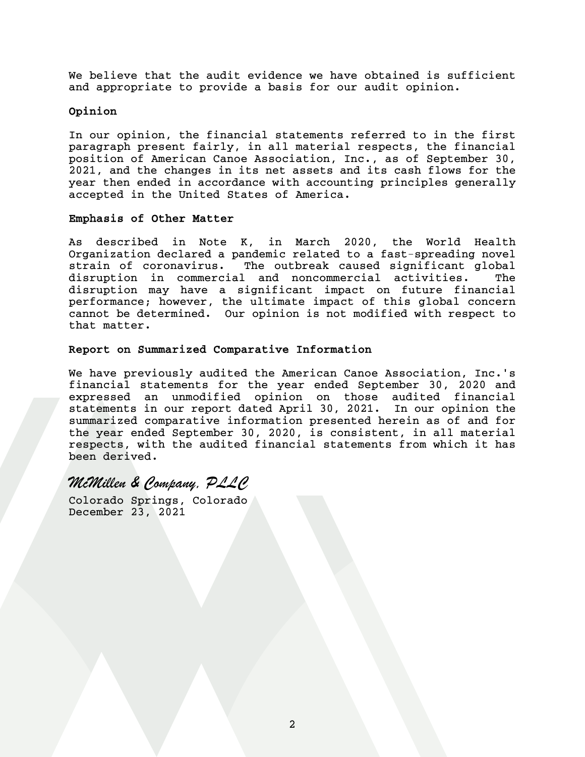We believe that the audit evidence we have obtained is sufficient and appropriate to provide a basis for our audit opinion.

**Opinion**

In our opinion, the financial statements referred to in the first paragraph present fairly, in all material respects, the financial position of American Canoe Association, Inc., as of September 30, 2021, and the changes in its net assets and its cash flows for the year then ended in accordance with accounting principles generally accepted in the United States of America.

**Emphasis of Other Matter**

As described in Note K, in March 2020, the World Health Organization declared a pandemic related to a fast-spreading novel strain of coronavirus. The outbreak caused significant global disruption in commercial and noncommercial activities. The disruption may have a significant impact on future financial performance; however, the ultimate impact of this global concern cannot be determined. Our opinion is not modified with respect to that matter.

**Report on Summarized Comparative Information**

We have previously audited the American Canoe Association, Inc.'s financial statements for the year ended September 30, 2020 and expressed an unmodified opinion on those audited financial statements in our report dated April 30, 2021. In our opinion the summarized comparative information presented herein as of and for the year ended September 30, 2020, is consistent, in all material respects, with the audited financial statements from which it has been derived.

*McMillen & Company, PLLC*

Colorado Springs, Colorado
December 23, 2021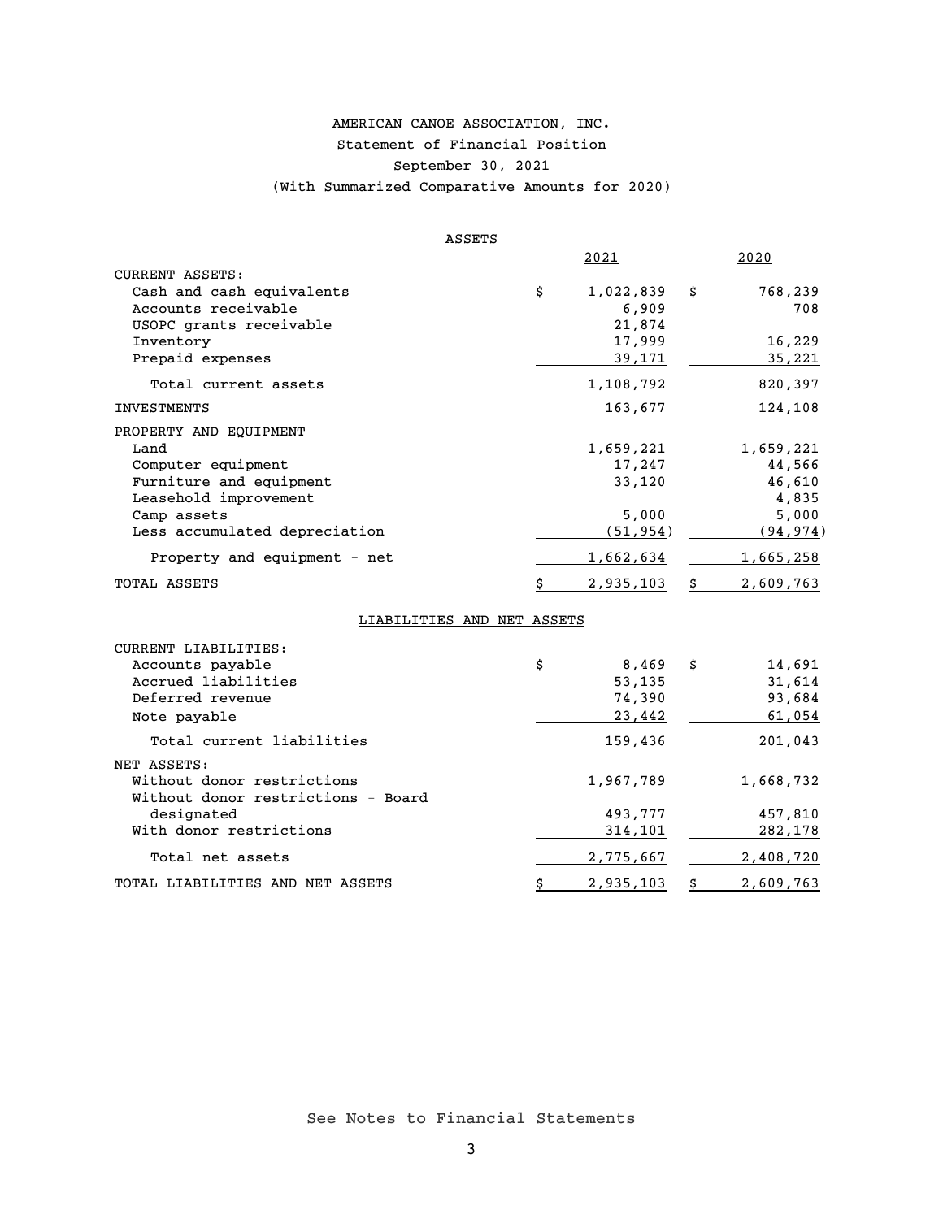# AMERICAN CANOE ASSOCIATION, INC.

## Statement of Financial Position

### September 30, 2021

(With Summarized Comparative Amounts for 2020)

| ASSETS | 2021 | 2020 |
|---|---|---|
| CURRENT ASSETS: | | |
| Cash and cash equivalents | $ 1,022,839 | $ 768,239 |
| Accounts receivable | 6,909 | 708 |
| USOPC grants receivable | 21,874 | |
| Inventory | 17,999 | 16,229 |
| Prepaid expenses | 39,171 | 35,221 |
| Total current assets | 1,108,792 | 820,397 |
| INVESTMENTS | 163,677 | 124,108 |
| PROPERTY AND EQUIPMENT | | |
| Land | 1,659,221 | 1,659,221 |
| Computer equipment | 17,247 | 44,566 |
| Furniture and equipment | 33,120 | 46,610 |
| Leasehold improvement | | 4,835 |
| Camp assets | 5,000 | 5,000 |
| Less accumulated depreciation | (51,954) | (94,974) |
| Property and equipment - net | 1,662,634 | 1,665,258 |
| TOTAL ASSETS | $ 2,935,103 | $ 2,609,763 |

| LIABILITIES AND NET ASSETS | 2021 | 2020 |
|---|---|---|
| CURRENT LIABILITIES: | | |
| Accounts payable | $ 8,469 | $ 14,691 |
| Accrued liabilities | 53,135 | 31,614 |
| Deferred revenue | 74,390 | 93,684 |
| Note payable | 23,442 | 61,054 |
| Total current liabilities | 159,436 | 201,043 |
| NET ASSETS: | | |
| Without donor restrictions | 1,967,789 | 1,668,732 |
| Without donor restrictions - Board designated | 493,777 | 457,810 |
| With donor restrictions | 314,101 | 282,178 |
| Total net assets | 2,775,667 | 2,408,720 |
| TOTAL LIABILITIES AND NET ASSETS | $ 2,935,103 | $ 2,609,763 |

See Notes to Financial Statements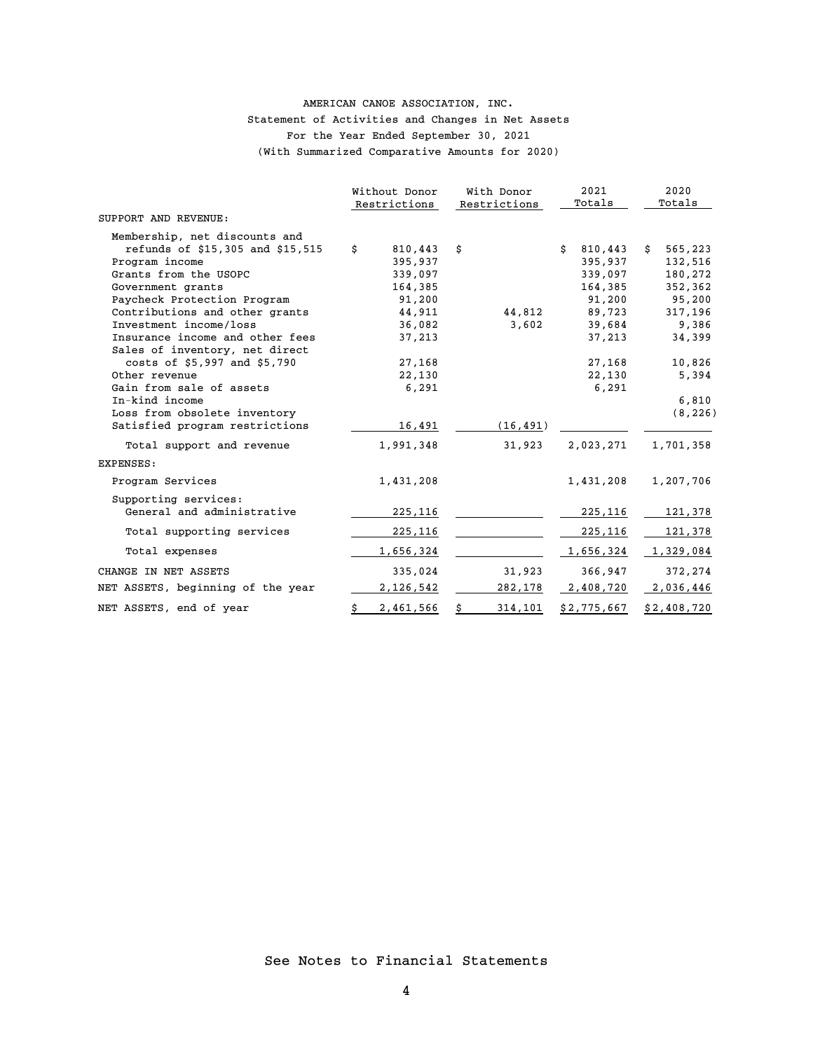AMERICAN CANOE ASSOCIATION, INC.

Statement of Activities and Changes in Net Assets

For the Year Ended September 30, 2021

(With Summarized Comparative Amounts for 2020)

| | Without Donor Restrictions | With Donor Restrictions | 2021 Totals | 2020 Totals |
|---|---|---|---|---|
| SUPPORT AND REVENUE: | | | | |
| Membership, net discounts and refunds of $15,305 and $15,515 | $ 810,443 | $ | $ 810,443 | $ 565,223 |
| Program income | 395,937 | | 395,937 | 132,516 |
| Grants from the USOPC | 339,097 | | 339,097 | 180,272 |
| Government grants | 164,385 | | 164,385 | 352,362 |
| Paycheck Protection Program | 91,200 | | 91,200 | 95,200 |
| Contributions and other grants | 44,911 | 44,812 | 89,723 | 317,196 |
| Investment income/loss | 36,082 | 3,602 | 39,684 | 9,386 |
| Insurance income and other fees | 37,213 | | 37,213 | 34,399 |
| Sales of inventory, net direct costs of $5,997 and $5,790 | 27,168 | | 27,168 | 10,826 |
| Other revenue | 22,130 | | 22,130 | 5,394 |
| Gain from sale of assets | 6,291 | | 6,291 | |
| In-kind income | | | | 6,810 |
| Loss from obsolete inventory | | | | (8,226) |
| Satisfied program restrictions | 16,491 | (16,491) | | |
| Total support and revenue | 1,991,348 | 31,923 | 2,023,271 | 1,701,358 |
| EXPENSES: | | | | |
| Program Services | 1,431,208 | | 1,431,208 | 1,207,706 |
| Supporting services: | | | | |
| General and administrative | 225,116 | | 225,116 | 121,378 |
| Total supporting services | 225,116 | | 225,116 | 121,378 |
| Total expenses | 1,656,324 | | 1,656,324 | 1,329,084 |
| CHANGE IN NET ASSETS | 335,024 | 31,923 | 366,947 | 372,274 |
| NET ASSETS, beginning of the year | 2,126,542 | 282,178 | 2,408,720 | 2,036,446 |
| NET ASSETS, end of year | $ 2,461,566 | $ 314,101 | $2,775,667 | $2,408,720 |

See Notes to Financial Statements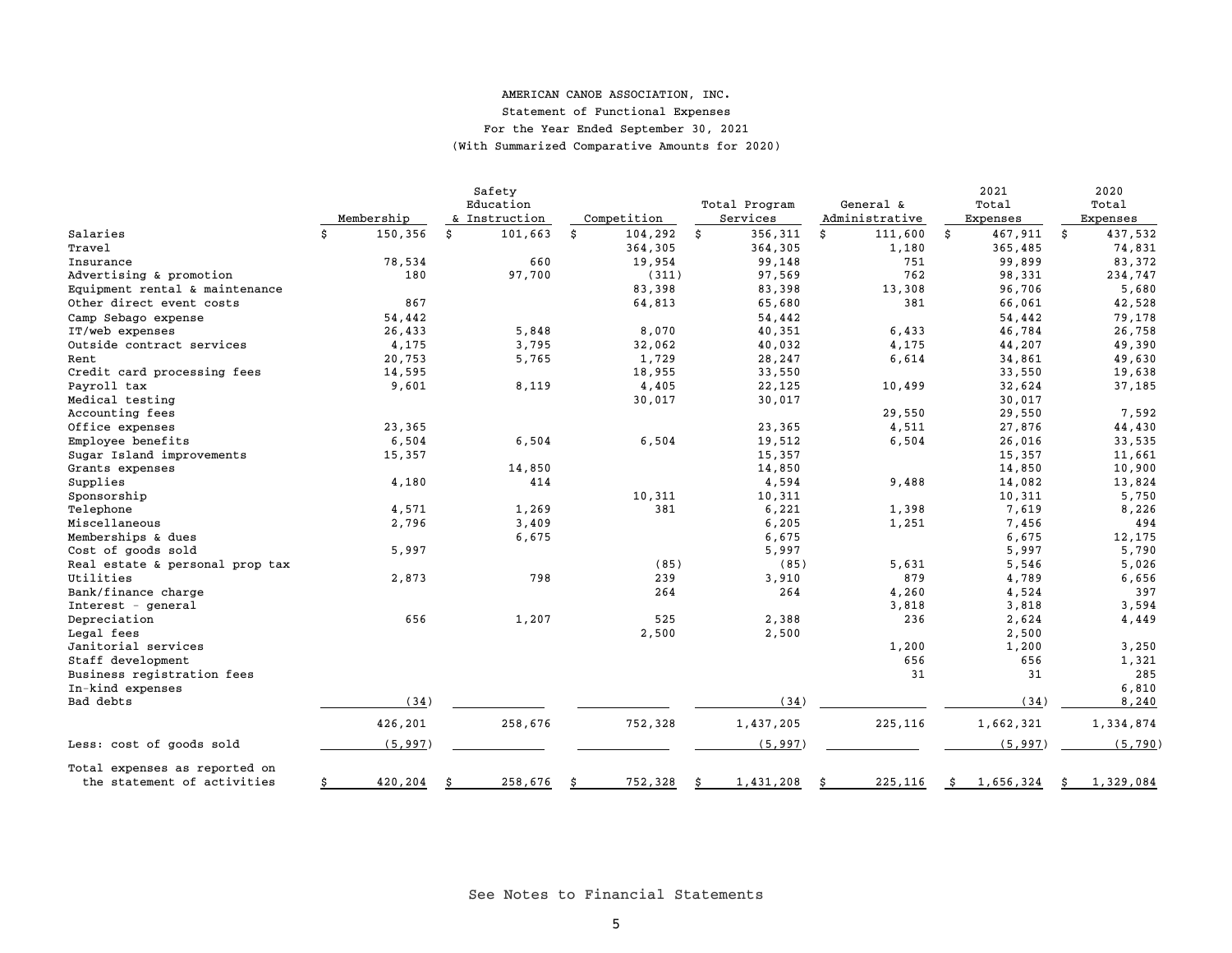# AMERICAN CANOE ASSOCIATION, INC.

Statement of Functional Expenses

For the Year Ended September 30, 2021

(With Summarized Comparative Amounts for 2020)

| | Membership | Safety Education & Instruction | Competition | Total Program Services | General & Administrative | 2021 Total Expenses | 2020 Total Expenses |
|---|---|---|---|---|---|---|---|
| Salaries | $ 150,356 | $ 101,663 | $ 104,292 | $ 356,311 | $ 111,600 | $ 467,911 | $ 437,532 |
| Travel | | | 364,305 | 364,305 | 1,180 | 365,485 | 74,831 |
| Insurance | 78,534 | 660 | 19,954 | 99,148 | 751 | 99,899 | 83,372 |
| Advertising & promotion | 180 | 97,700 | (311) | 97,569 | 762 | 98,331 | 234,747 |
| Equipment rental & maintenance | | | 83,398 | 83,398 | 13,308 | 96,706 | 5,680 |
| Other direct event costs | 867 | | 64,813 | 65,680 | 381 | 66,061 | 42,528 |
| Camp Sebago expense | 54,442 | | | 54,442 | | 54,442 | 79,178 |
| IT/web expenses | 26,433 | 5,848 | 8,070 | 40,351 | 6,433 | 46,784 | 26,758 |
| Outside contract services | 4,175 | 3,795 | 32,062 | 40,032 | 4,175 | 44,207 | 49,390 |
| Rent | 20,753 | 5,765 | 1,729 | 28,247 | 6,614 | 34,861 | 49,630 |
| Credit card processing fees | 14,595 | | 18,955 | 33,550 | | 33,550 | 19,638 |
| Payroll tax | 9,601 | 8,119 | 4,405 | 22,125 | 10,499 | 32,624 | 37,185 |
| Medical testing | | | 30,017 | 30,017 | | 30,017 | |
| Accounting fees | | | | | 29,550 | 29,550 | 7,592 |
| Office expenses | 23,365 | | | 23,365 | 4,511 | 27,876 | 44,430 |
| Employee benefits | 6,504 | 6,504 | 6,504 | 19,512 | 6,504 | 26,016 | 33,535 |
| Sugar Island improvements | 15,357 | | | 15,357 | | 15,357 | 11,661 |
| Grants expenses | | 14,850 | | 14,850 | | 14,850 | 10,900 |
| Supplies | 4,180 | 414 | | 4,594 | 9,488 | 14,082 | 13,824 |
| Sponsorship | | | 10,311 | 10,311 | | 10,311 | 5,750 |
| Telephone | 4,571 | 1,269 | 381 | 6,221 | 1,398 | 7,619 | 8,226 |
| Miscellaneous | 2,796 | 3,409 | | 6,205 | 1,251 | 7,456 | 494 |
| Memberships & dues | | 6,675 | | 6,675 | | 6,675 | 12,175 |
| Cost of goods sold | 5,997 | | | 5,997 | | 5,997 | 5,790 |
| Real estate & personal prop tax | | | (85) | (85) | 5,631 | 5,546 | 5,026 |
| Utilities | 2,873 | 798 | 239 | 3,910 | 879 | 4,789 | 6,656 |
| Bank/finance charge | | | 264 | 264 | 4,260 | 4,524 | 397 |
| Interest - general | | | | | 3,818 | 3,818 | 3,594 |
| Depreciation | 656 | 1,207 | 525 | 2,388 | 236 | 2,624 | 4,449 |
| Legal fees | | | 2,500 | 2,500 | | 2,500 | |
| Janitorial services | | | | | 1,200 | 1,200 | 3,250 |
| Staff development | | | | | 656 | 656 | 1,321 |
| Business registration fees | | | | | 31 | 31 | 285 |
| In-kind expenses | | | | | | | 6,810 |
| Bad debts | (34) | | | (34) | | (34) | 8,240 |
| | 426,201 | 258,676 | 752,328 | 1,437,205 | 225,116 | 1,662,321 | 1,334,874 |
| Less: cost of goods sold | (5,997) | | | (5,997) | | (5,997) | (5,790) |
| Total expenses as reported on the statement of activities | $ 420,204 | $ 258,676 | $ 752,328 | $ 1,431,208 | $ 225,116 | $ 1,656,324 | $ 1,329,084 |

See Notes to Financial Statements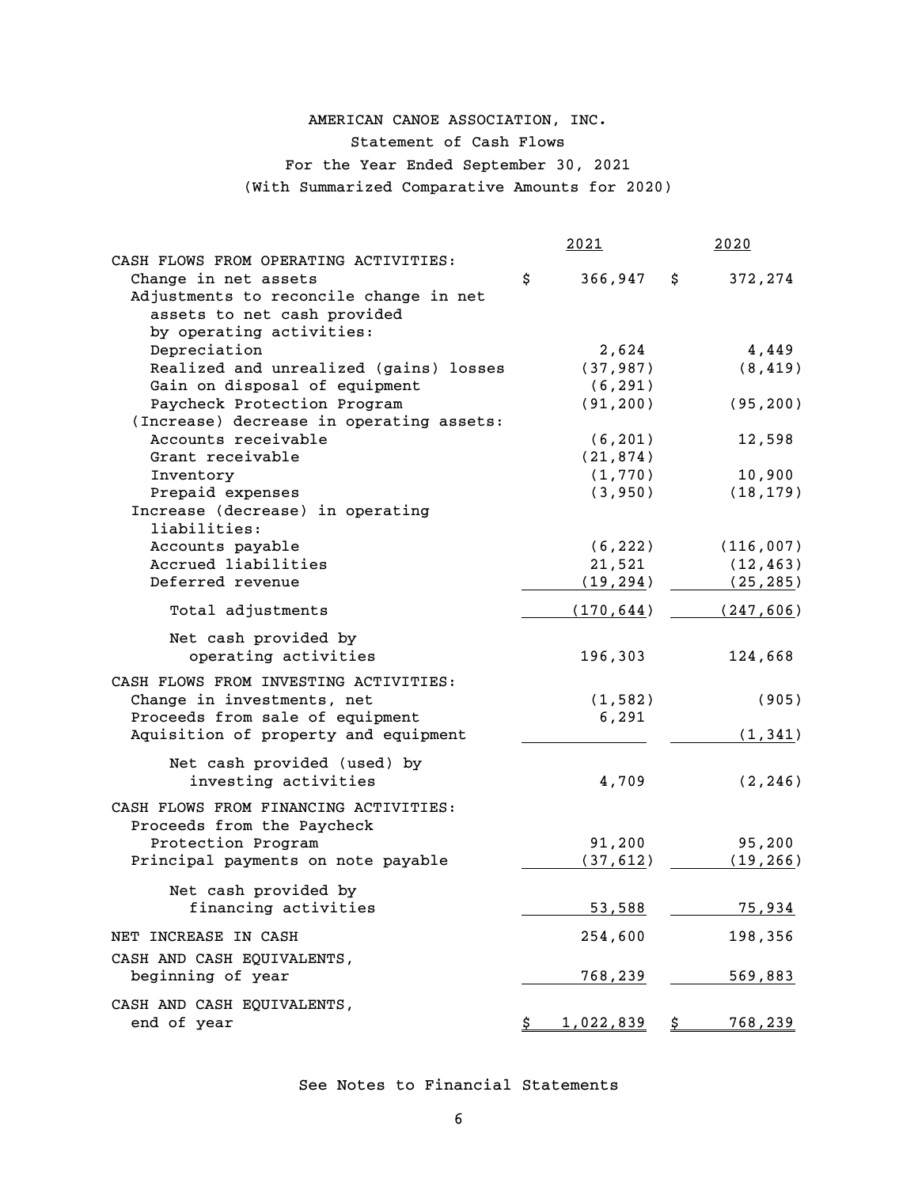# AMERICAN CANOE ASSOCIATION, INC.

## Statement of Cash Flows

### For the Year Ended September 30, 2021

### (With Summarized Comparative Amounts for 2020)

| | 2021 | 2020 |
|---|---|---|
| CASH FLOWS FROM OPERATING ACTIVITIES: | | |
| Change in net assets | $ 366,947 | $ 372,274 |
| Adjustments to reconcile change in net assets to net cash provided by operating activities: | | |
| Depreciation | 2,624 | 4,449 |
| Realized and unrealized (gains) losses | (37,987) | (8,419) |
| Gain on disposal of equipment | (6,291) | |
| Paycheck Protection Program | (91,200) | (95,200) |
| (Increase) decrease in operating assets: | | |
| Accounts receivable | (6,201) | 12,598 |
| Grant receivable | (21,874) | |
| Inventory | (1,770) | 10,900 |
| Prepaid expenses | (3,950) | (18,179) |
| Increase (decrease) in operating liabilities: | | |
| Accounts payable | (6,222) | (116,007) |
| Accrued liabilities | 21,521 | (12,463) |
| Deferred revenue | (19,294) | (25,285) |
| Total adjustments | (170,644) | (247,606) |
| Net cash provided by operating activities | 196,303 | 124,668 |
| CASH FLOWS FROM INVESTING ACTIVITIES: | | |
| Change in investments, net | (1,582) | (905) |
| Proceeds from sale of equipment | 6,291 | |
| Aquisition of property and equipment | | (1,341) |
| Net cash provided (used) by investing activities | 4,709 | (2,246) |
| CASH FLOWS FROM FINANCING ACTIVITIES: | | |
| Proceeds from the Paycheck Protection Program | 91,200 | 95,200 |
| Principal payments on note payable | (37,612) | (19,266) |
| Net cash provided by financing activities | 53,588 | 75,934 |
| NET INCREASE IN CASH | 254,600 | 198,356 |
| CASH AND CASH EQUIVALENTS, beginning of year | 768,239 | 569,883 |
| CASH AND CASH EQUIVALENTS, end of year | $ 1,022,839 | $ 768,239 |

See Notes to Financial Statements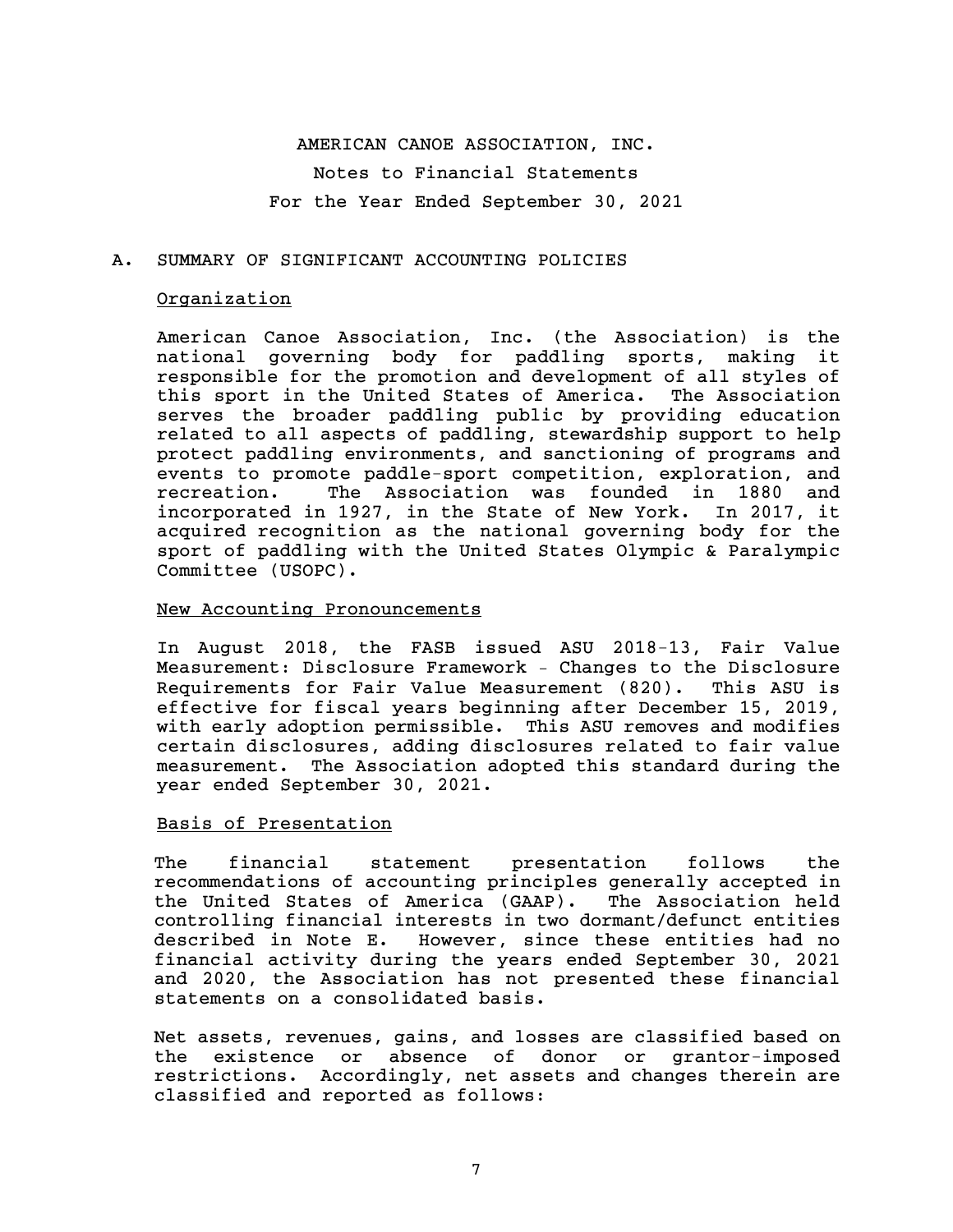AMERICAN CANOE ASSOCIATION, INC.

Notes to Financial Statements

For the Year Ended September 30, 2021

## A. SUMMARY OF SIGNIFICANT ACCOUNTING POLICIES

### Organization

American Canoe Association, Inc. (the Association) is the national governing body for paddling sports, making it responsible for the promotion and development of all styles of this sport in the United States of America. The Association serves the broader paddling public by providing education related to all aspects of paddling, stewardship support to help protect paddling environments, and sanctioning of programs and events to promote paddle-sport competition, exploration, and recreation. The Association was founded in 1880 and incorporated in 1927, in the State of New York. In 2017, it acquired recognition as the national governing body for the sport of paddling with the United States Olympic & Paralympic Committee (USOPC).

### New Accounting Pronouncements

In August 2018, the FASB issued ASU 2018-13, Fair Value Measurement: Disclosure Framework - Changes to the Disclosure Requirements for Fair Value Measurement (820). This ASU is effective for fiscal years beginning after December 15, 2019, with early adoption permissible. This ASU removes and modifies certain disclosures, adding disclosures related to fair value measurement. The Association adopted this standard during the year ended September 30, 2021.

### Basis of Presentation

The financial statement presentation follows the recommendations of accounting principles generally accepted in the United States of America (GAAP). The Association held controlling financial interests in two dormant/defunct entities described in Note E. However, since these entities had no financial activity during the years ended September 30, 2021 and 2020, the Association has not presented these financial statements on a consolidated basis.

Net assets, revenues, gains, and losses are classified based on the existence or absence of donor or grantor-imposed restrictions. Accordingly, net assets and changes therein are classified and reported as follows: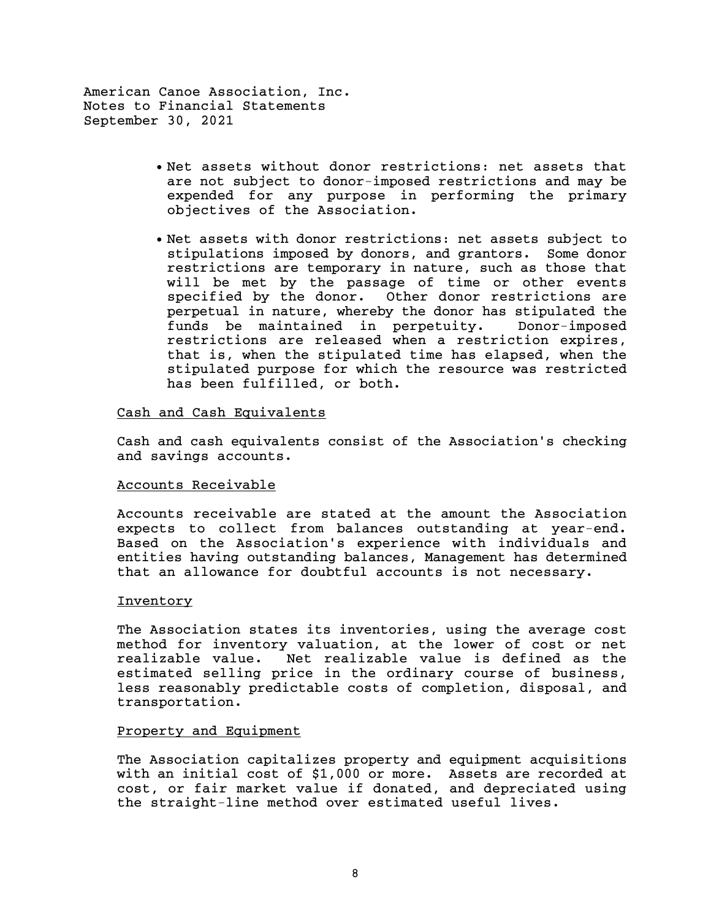- Net assets without donor restrictions: net assets that are not subject to donor-imposed restrictions and may be expended for any purpose in performing the primary objectives of the Association.

- Net assets with donor restrictions: net assets subject to stipulations imposed by donors, and grantors. Some donor restrictions are temporary in nature, such as those that will be met by the passage of time or other events specified by the donor. Other donor restrictions are perpetual in nature, whereby the donor has stipulated the funds be maintained in perpetuity. Donor-imposed restrictions are released when a restriction expires, that is, when the stipulated time has elapsed, when the stipulated purpose for which the resource was restricted has been fulfilled, or both.

<u>Cash and Cash Equivalents</u>

Cash and cash equivalents consist of the Association's checking and savings accounts.

<u>Accounts Receivable</u>

Accounts receivable are stated at the amount the Association expects to collect from balances outstanding at year-end. Based on the Association's experience with individuals and entities having outstanding balances, Management has determined that an allowance for doubtful accounts is not necessary.

<u>Inventory</u>

The Association states its inventories, using the average cost method for inventory valuation, at the lower of cost or net realizable value. Net realizable value is defined as the estimated selling price in the ordinary course of business, less reasonably predictable costs of completion, disposal, and transportation.

<u>Property and Equipment</u>

The Association capitalizes property and equipment acquisitions with an initial cost of $1,000 or more. Assets are recorded at cost, or fair market value if donated, and depreciated using the straight-line method over estimated useful lives.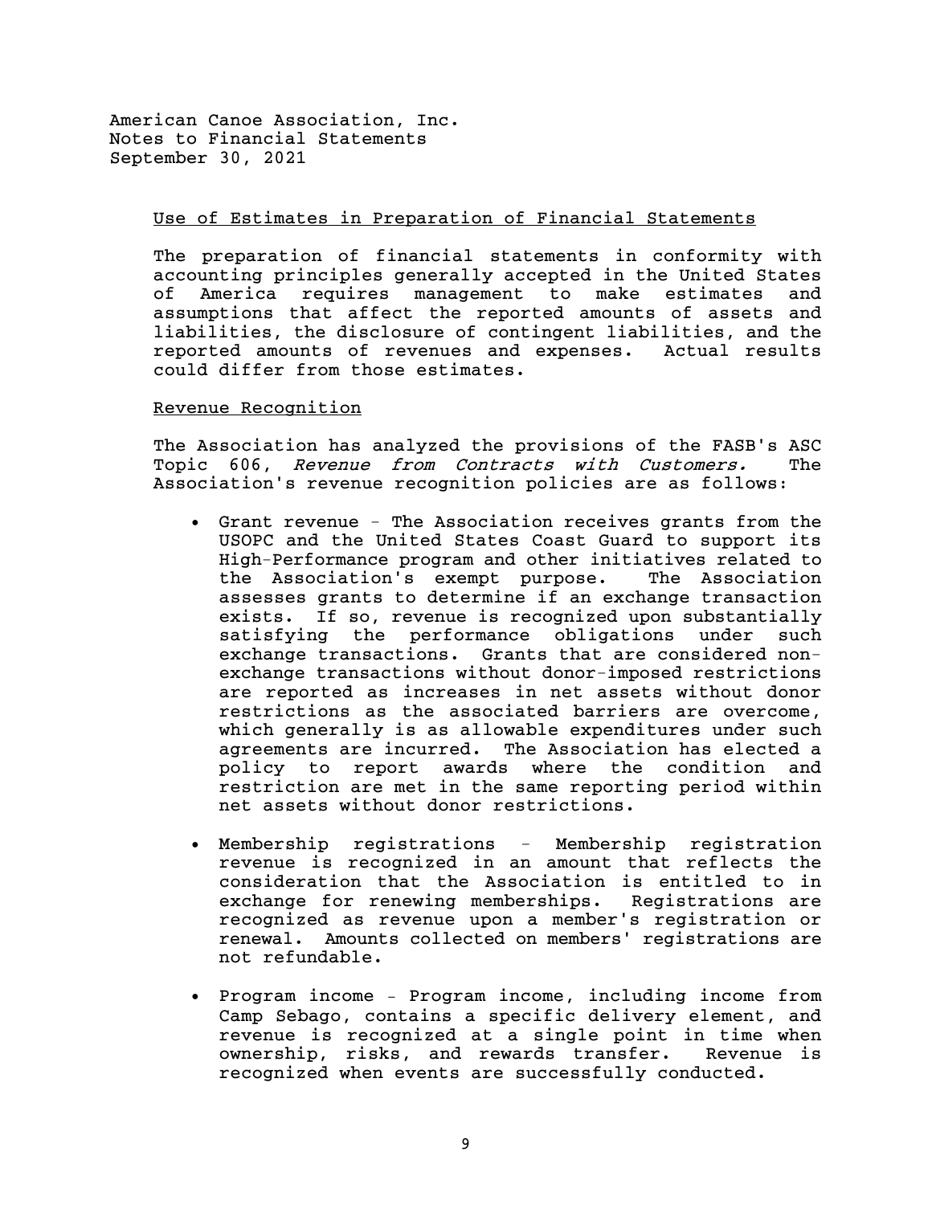American Canoe Association, Inc.
Notes to Financial Statements
September 30, 2021

## Use of Estimates in Preparation of Financial Statements

The preparation of financial statements in conformity with accounting principles generally accepted in the United States of America requires management to make estimates and assumptions that affect the reported amounts of assets and liabilities, the disclosure of contingent liabilities, and the reported amounts of revenues and expenses. Actual results could differ from those estimates.

## Revenue Recognition

The Association has analyzed the provisions of the FASB's ASC Topic 606, *Revenue from Contracts with Customers.* The Association's revenue recognition policies are as follows:

- Grant revenue - The Association receives grants from the USOPC and the United States Coast Guard to support its High-Performance program and other initiatives related to the Association's exempt purpose. The Association assesses grants to determine if an exchange transaction exists. If so, revenue is recognized upon substantially satisfying the performance obligations under such exchange transactions. Grants that are considered non-exchange transactions without donor-imposed restrictions are reported as increases in net assets without donor restrictions as the associated barriers are overcome, which generally is as allowable expenditures under such agreements are incurred. The Association has elected a policy to report awards where the condition and restriction are met in the same reporting period within net assets without donor restrictions.

- Membership registrations - Membership registration revenue is recognized in an amount that reflects the consideration that the Association is entitled to in exchange for renewing memberships. Registrations are recognized as revenue upon a member's registration or renewal. Amounts collected on members' registrations are not refundable.

- Program income - Program income, including income from Camp Sebago, contains a specific delivery element, and revenue is recognized at a single point in time when ownership, risks, and rewards transfer. Revenue is recognized when events are successfully conducted.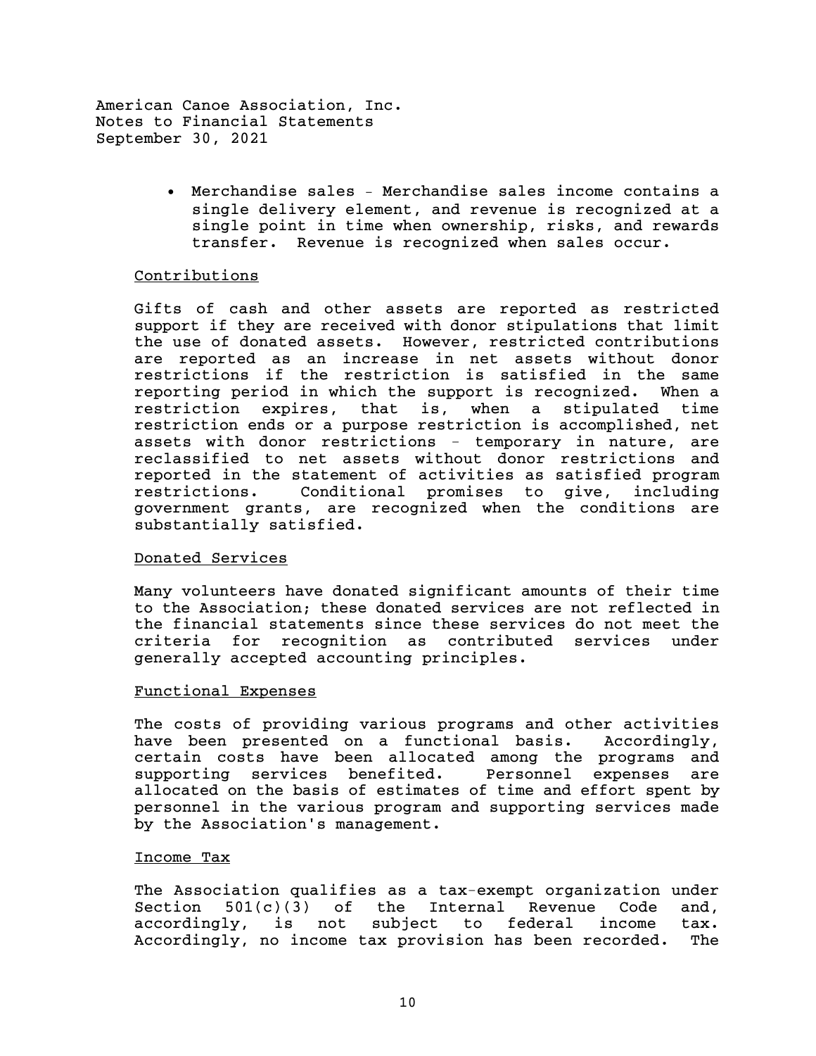- Merchandise sales - Merchandise sales income contains a single delivery element, and revenue is recognized at a single point in time when ownership, risks, and rewards transfer. Revenue is recognized when sales occur.

### Contributions

Gifts of cash and other assets are reported as restricted support if they are received with donor stipulations that limit the use of donated assets. However, restricted contributions are reported as an increase in net assets without donor restrictions if the restriction is satisfied in the same reporting period in which the support is recognized. When a restriction expires, that is, when a stipulated time restriction ends or a purpose restriction is accomplished, net assets with donor restrictions - temporary in nature, are reclassified to net assets without donor restrictions and reported in the statement of activities as satisfied program restrictions. Conditional promises to give, including government grants, are recognized when the conditions are substantially satisfied.

### Donated Services

Many volunteers have donated significant amounts of their time to the Association; these donated services are not reflected in the financial statements since these services do not meet the criteria for recognition as contributed services under generally accepted accounting principles.

### Functional Expenses

The costs of providing various programs and other activities have been presented on a functional basis. Accordingly, certain costs have been allocated among the programs and supporting services benefited. Personnel expenses are allocated on the basis of estimates of time and effort spent by personnel in the various program and supporting services made by the Association's management.

### Income Tax

The Association qualifies as a tax-exempt organization under Section 501(c)(3) of the Internal Revenue Code and, accordingly, is not subject to federal income tax. Accordingly, no income tax provision has been recorded. The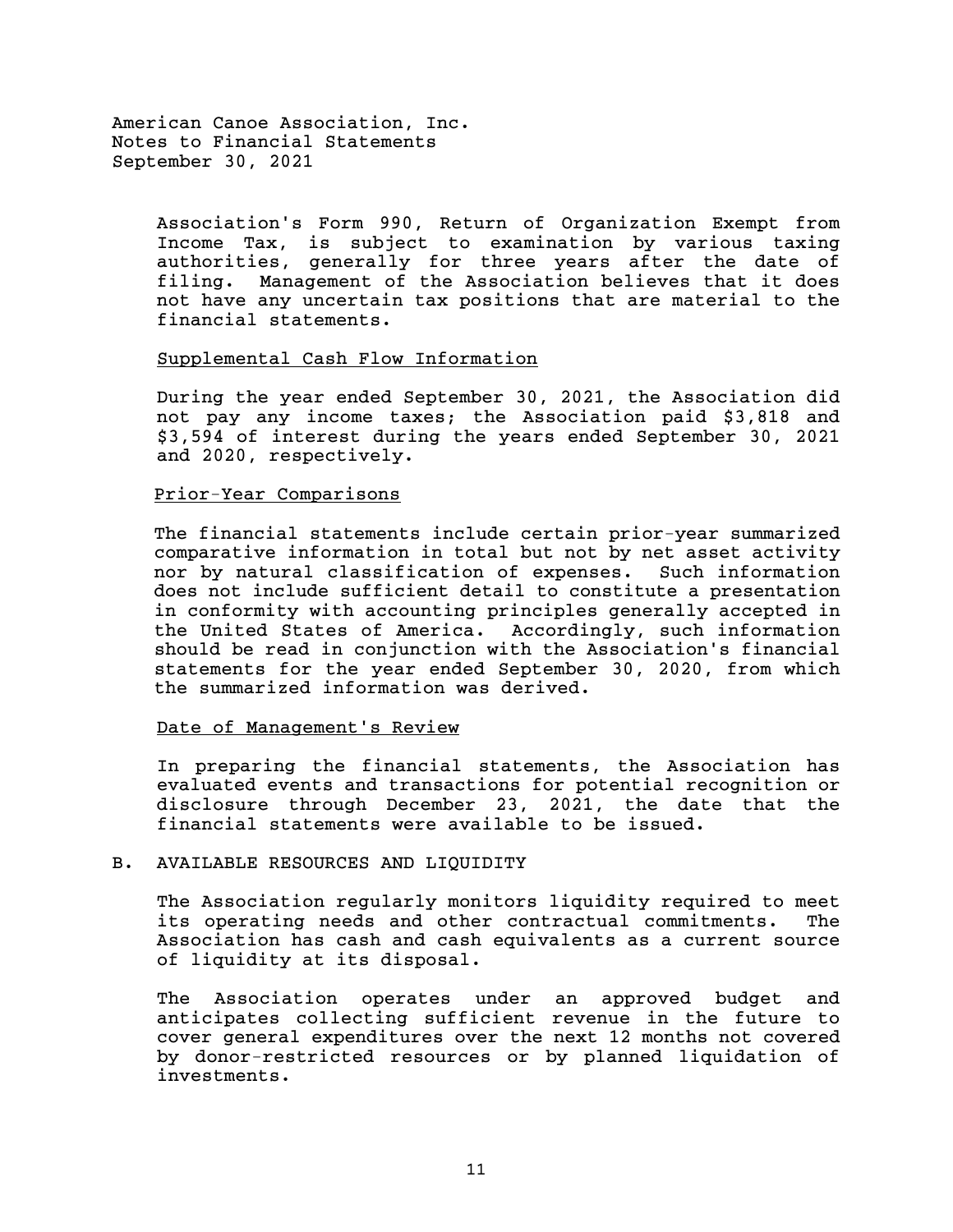Association's Form 990, Return of Organization Exempt from Income Tax, is subject to examination by various taxing authorities, generally for three years after the date of filing. Management of the Association believes that it does not have any uncertain tax positions that are material to the financial statements.

Supplemental Cash Flow Information

During the year ended September 30, 2021, the Association did not pay any income taxes; the Association paid $3,818 and $3,594 of interest during the years ended September 30, 2021 and 2020, respectively.

Prior-Year Comparisons

The financial statements include certain prior-year summarized comparative information in total but not by net asset activity nor by natural classification of expenses. Such information does not include sufficient detail to constitute a presentation in conformity with accounting principles generally accepted in the United States of America. Accordingly, such information should be read in conjunction with the Association's financial statements for the year ended September 30, 2020, from which the summarized information was derived.

Date of Management's Review

In preparing the financial statements, the Association has evaluated events and transactions for potential recognition or disclosure through December 23, 2021, the date that the financial statements were available to be issued.

## B. AVAILABLE RESOURCES AND LIQUIDITY

The Association regularly monitors liquidity required to meet its operating needs and other contractual commitments. The Association has cash and cash equivalents as a current source of liquidity at its disposal.

The Association operates under an approved budget and anticipates collecting sufficient revenue in the future to cover general expenditures over the next 12 months not covered by donor-restricted resources or by planned liquidation of investments.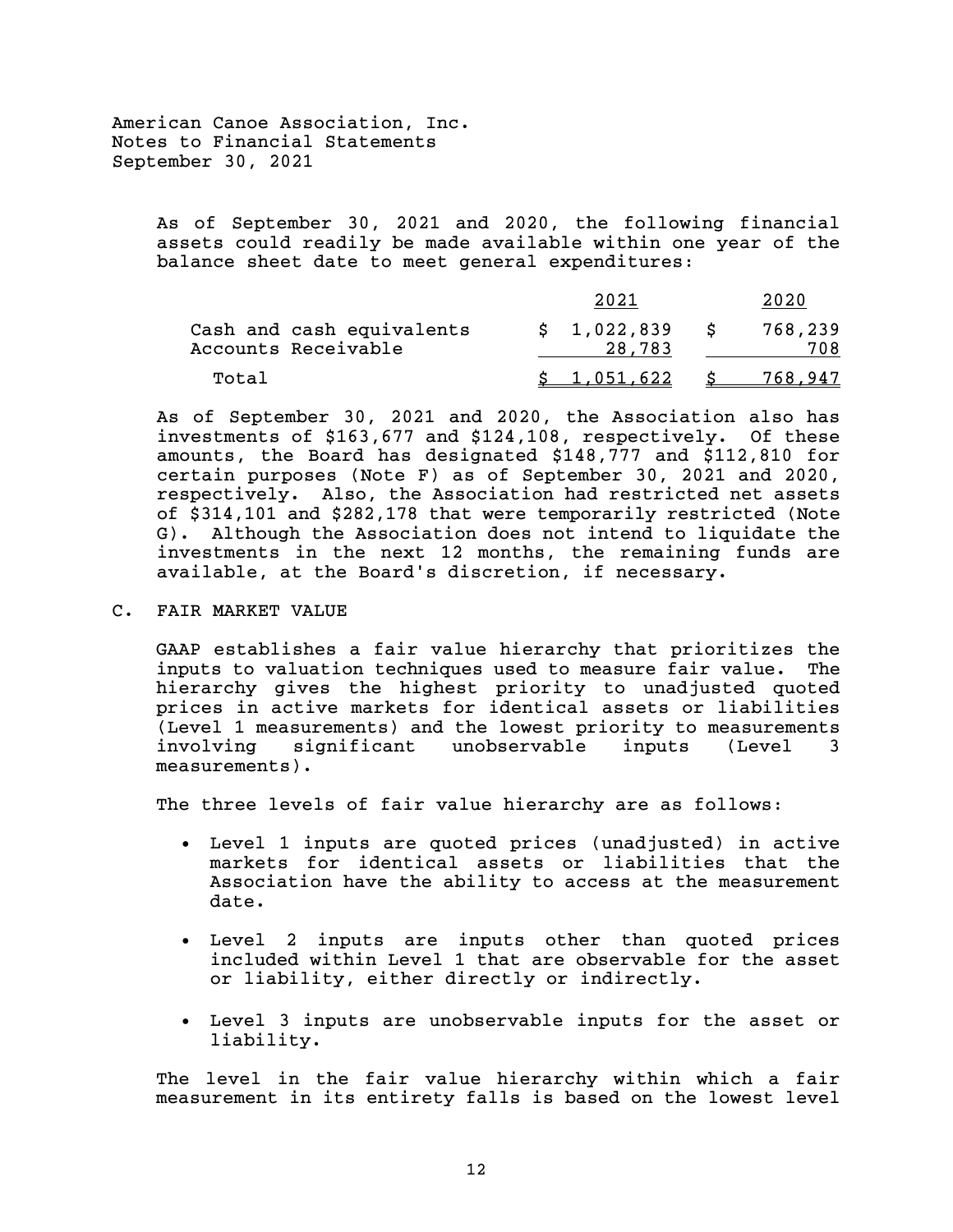As of September 30, 2021 and 2020, the following financial assets could readily be made available within one year of the balance sheet date to meet general expenditures:

| | 2021 | 2020 |
|---|---|---|
| Cash and cash equivalents | $ 1,022,839 | $ 768,239 |
| Accounts Receivable | 28,783 | 708 |
| Total | $ 1,051,622 | $ 768,947 |

As of September 30, 2021 and 2020, the Association also has investments of $163,677 and $124,108, respectively. Of these amounts, the Board has designated $148,777 and $112,810 for certain purposes (Note F) as of September 30, 2021 and 2020, respectively. Also, the Association had restricted net assets of $314,101 and $282,178 that were temporarily restricted (Note G). Although the Association does not intend to liquidate the investments in the next 12 months, the remaining funds are available, at the Board's discretion, if necessary.

## C. FAIR MARKET VALUE

GAAP establishes a fair value hierarchy that prioritizes the inputs to valuation techniques used to measure fair value. The hierarchy gives the highest priority to unadjusted quoted prices in active markets for identical assets or liabilities (Level 1 measurements) and the lowest priority to measurements involving significant unobservable inputs (Level 3 measurements).

The three levels of fair value hierarchy are as follows:

- Level 1 inputs are quoted prices (unadjusted) in active markets for identical assets or liabilities that the Association have the ability to access at the measurement date.
- Level 2 inputs are inputs other than quoted prices included within Level 1 that are observable for the asset or liability, either directly or indirectly.
- Level 3 inputs are unobservable inputs for the asset or liability.

The level in the fair value hierarchy within which a fair measurement in its entirety falls is based on the lowest level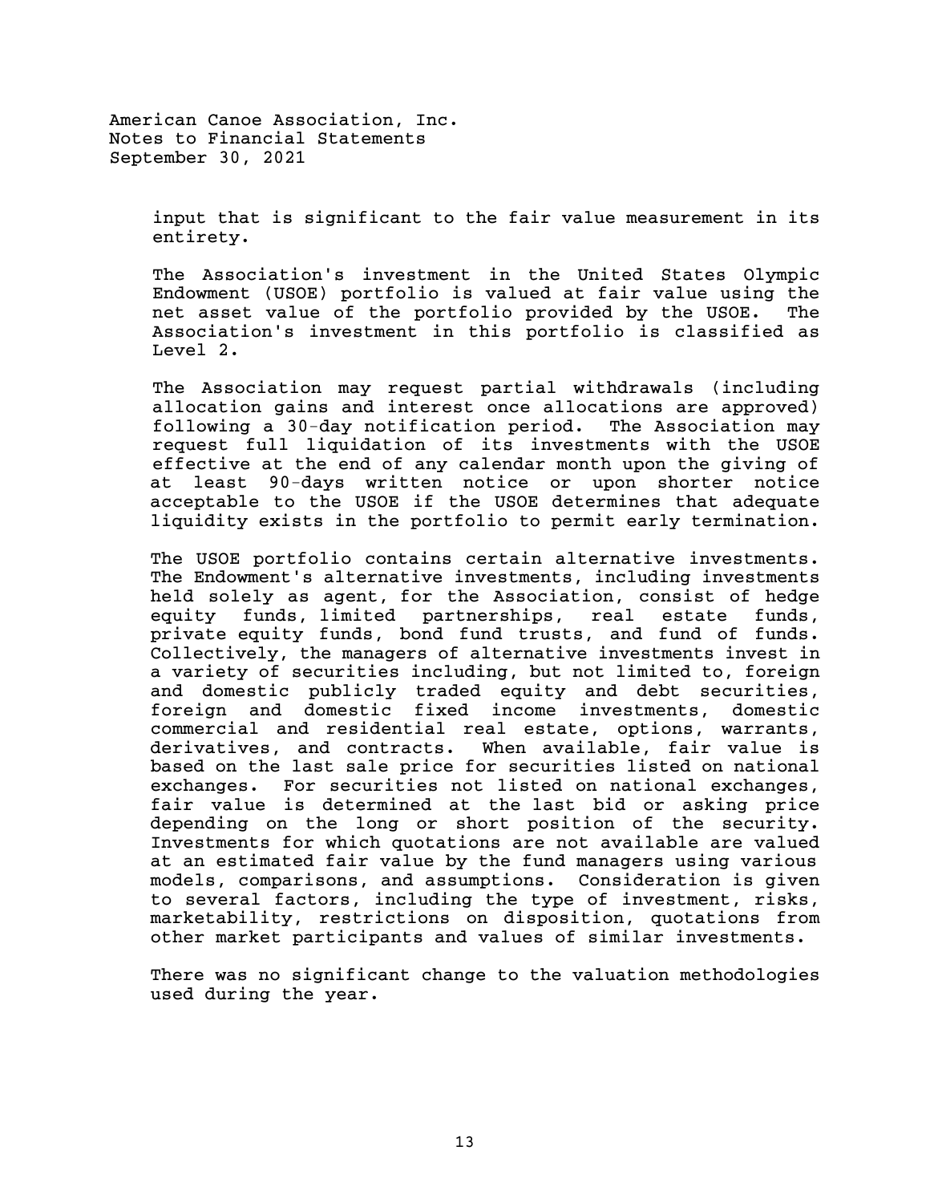input that is significant to the fair value measurement in its entirety.

The Association's investment in the United States Olympic Endowment (USOE) portfolio is valued at fair value using the net asset value of the portfolio provided by the USOE. The Association's investment in this portfolio is classified as Level 2.

The Association may request partial withdrawals (including allocation gains and interest once allocations are approved) following a 30-day notification period. The Association may request full liquidation of its investments with the USOE effective at the end of any calendar month upon the giving of at least 90-days written notice or upon shorter notice acceptable to the USOE if the USOE determines that adequate liquidity exists in the portfolio to permit early termination.

The USOE portfolio contains certain alternative investments. The Endowment's alternative investments, including investments held solely as agent, for the Association, consist of hedge equity funds, limited partnerships, real estate funds, private equity funds, bond fund trusts, and fund of funds. Collectively, the managers of alternative investments invest in a variety of securities including, but not limited to, foreign and domestic publicly traded equity and debt securities, foreign and domestic fixed income investments, domestic commercial and residential real estate, options, warrants, derivatives, and contracts. When available, fair value is based on the last sale price for securities listed on national exchanges. For securities not listed on national exchanges, fair value is determined at the last bid or asking price depending on the long or short position of the security. Investments for which quotations are not available are valued at an estimated fair value by the fund managers using various models, comparisons, and assumptions. Consideration is given to several factors, including the type of investment, risks, marketability, restrictions on disposition, quotations from other market participants and values of similar investments.

There was no significant change to the valuation methodologies used during the year.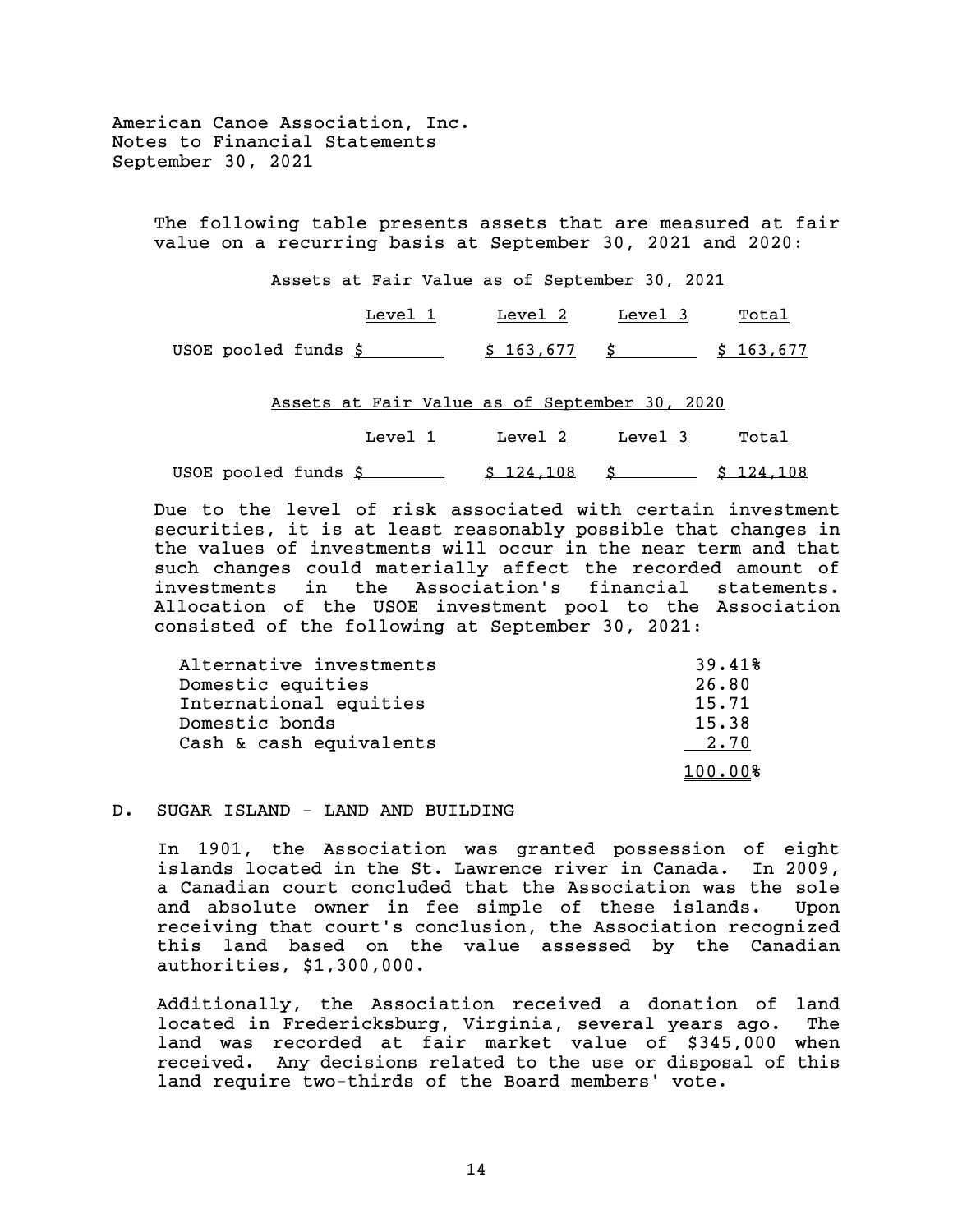The following table presents assets that are measured at fair value on a recurring basis at September 30, 2021 and 2020:

Assets at Fair Value as of September 30, 2021

| | Level 1 | Level 2 | Level 3 | Total |
|---|---|---|---|---|
| USOE pooled funds | $ | $ 163,677 | $ | $ 163,677 |

Assets at Fair Value as of September 30, 2020

| | Level 1 | Level 2 | Level 3 | Total |
|---|---|---|---|---|
| USOE pooled funds | $ | $ 124,108 | $ | $ 124,108 |

Due to the level of risk associated with certain investment securities, it is at least reasonably possible that changes in the values of investments will occur in the near term and that such changes could materially affect the recorded amount of investments in the Association's financial statements. Allocation of the USOE investment pool to the Association consisted of the following at September 30, 2021:

| | |
|---|---|
| Alternative investments | 39.41% |
| Domestic equities | 26.80 |
| International equities | 15.71 |
| Domestic bonds | 15.38 |
| Cash & cash equivalents | 2.70 |
| | 100.00% |

D. SUGAR ISLAND - LAND AND BUILDING

In 1901, the Association was granted possession of eight islands located in the St. Lawrence river in Canada. In 2009, a Canadian court concluded that the Association was the sole and absolute owner in fee simple of these islands. Upon receiving that court's conclusion, the Association recognized this land based on the value assessed by the Canadian authorities, $1,300,000.

Additionally, the Association received a donation of land located in Fredericksburg, Virginia, several years ago. The land was recorded at fair market value of $345,000 when received. Any decisions related to the use or disposal of this land require two-thirds of the Board members' vote.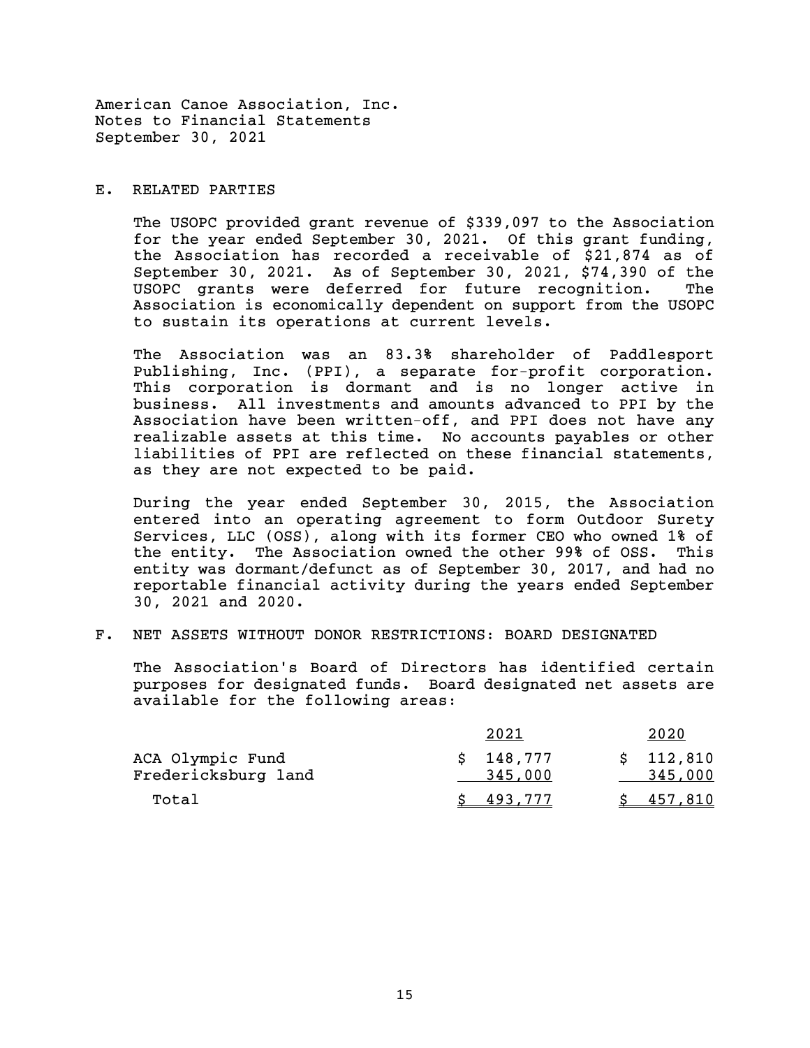American Canoe Association, Inc.
Notes to Financial Statements
September 30, 2021

## E. RELATED PARTIES

The USOPC provided grant revenue of $339,097 to the Association for the year ended September 30, 2021. Of this grant funding, the Association has recorded a receivable of $21,874 as of September 30, 2021. As of September 30, 2021, $74,390 of the USOPC grants were deferred for future recognition. The Association is economically dependent on support from the USOPC to sustain its operations at current levels.

The Association was an 83.3% shareholder of Paddlesport Publishing, Inc. (PPI), a separate for-profit corporation. This corporation is dormant and is no longer active in business. All investments and amounts advanced to PPI by the Association have been written-off, and PPI does not have any realizable assets at this time. No accounts payables or other liabilities of PPI are reflected on these financial statements, as they are not expected to be paid.

During the year ended September 30, 2015, the Association entered into an operating agreement to form Outdoor Surety Services, LLC (OSS), along with its former CEO who owned 1% of the entity. The Association owned the other 99% of OSS. This entity was dormant/defunct as of September 30, 2017, and had no reportable financial activity during the years ended September 30, 2021 and 2020.

## F. NET ASSETS WITHOUT DONOR RESTRICTIONS: BOARD DESIGNATED

The Association's Board of Directors has identified certain purposes for designated funds. Board designated net assets are available for the following areas:

| | 2021 | 2020 |
|---|---|---|
| ACA Olympic Fund | $ 148,777 | $ 112,810 |
| Fredericksburg land | 345,000 | 345,000 |
| Total | $ 493,777 | $ 457,810 |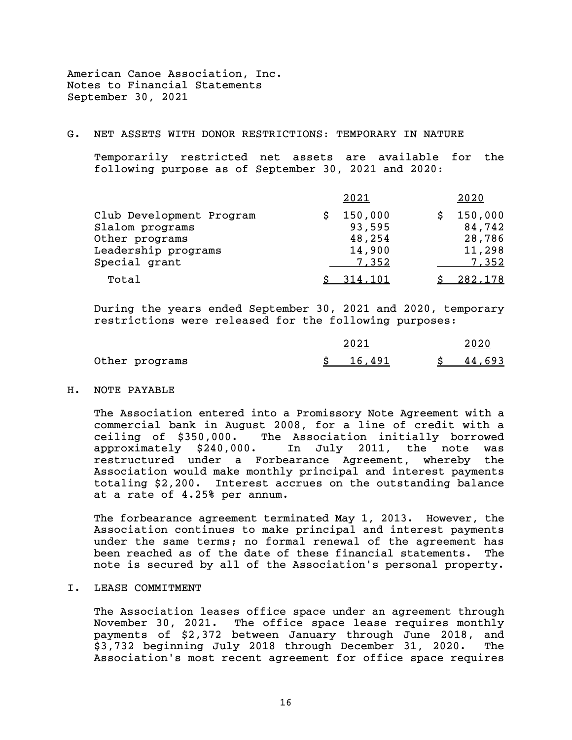American Canoe Association, Inc.
Notes to Financial Statements
September 30, 2021

## G. NET ASSETS WITH DONOR RESTRICTIONS: TEMPORARY IN NATURE

Temporarily restricted net assets are available for the following purpose as of September 30, 2021 and 2020:

| | 2021 | 2020 |
|---|---|---|
| Club Development Program | $ 150,000 | $ 150,000 |
| Slalom programs | 93,595 | 84,742 |
| Other programs | 48,254 | 28,786 |
| Leadership programs | 14,900 | 11,298 |
| Special grant | 7,352 | 7,352 |
| Total | $ 314,101 | $ 282,178 |

During the years ended September 30, 2021 and 2020, temporary restrictions were released for the following purposes:

| | 2021 | 2020 |
|---|---|---|
| Other programs | $ 16,491 | $ 44,693 |

## H. NOTE PAYABLE

The Association entered into a Promissory Note Agreement with a commercial bank in August 2008, for a line of credit with a ceiling of $350,000. The Association initially borrowed approximately $240,000. In July 2011, the note was restructured under a Forbearance Agreement, whereby the Association would make monthly principal and interest payments totaling $2,200. Interest accrues on the outstanding balance at a rate of 4.25% per annum.

The forbearance agreement terminated May 1, 2013. However, the Association continues to make principal and interest payments under the same terms; no formal renewal of the agreement has been reached as of the date of these financial statements. The note is secured by all of the Association's personal property.

## I. LEASE COMMITMENT

The Association leases office space under an agreement through November 30, 2021. The office space lease requires monthly payments of $2,372 between January through June 2018, and $3,732 beginning July 2018 through December 31, 2020. The Association's most recent agreement for office space requires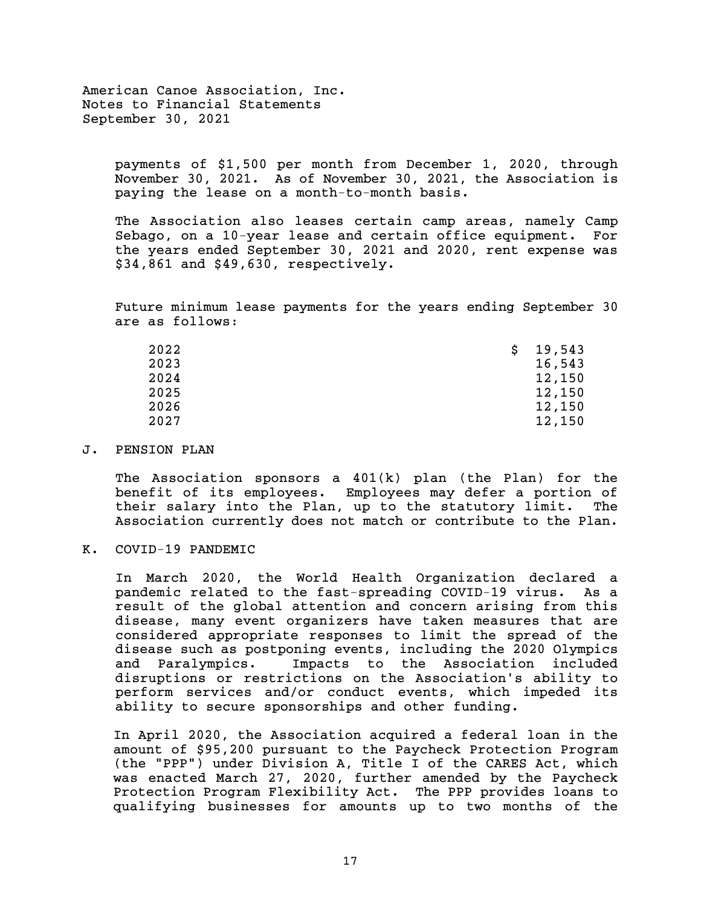payments of $1,500 per month from December 1, 2020, through November 30, 2021. As of November 30, 2021, the Association is paying the lease on a month-to-month basis.

The Association also leases certain camp areas, namely Camp Sebago, on a 10-year lease and certain office equipment. For the years ended September 30, 2021 and 2020, rent expense was $34,861 and $49,630, respectively.

Future minimum lease payments for the years ending September 30 are as follows:

| | |
|---|---|
| 2022 | $ 19,543 |
| 2023 | 16,543 |
| 2024 | 12,150 |
| 2025 | 12,150 |
| 2026 | 12,150 |
| 2027 | 12,150 |

## J. PENSION PLAN

The Association sponsors a 401(k) plan (the Plan) for the benefit of its employees. Employees may defer a portion of their salary into the Plan, up to the statutory limit. The Association currently does not match or contribute to the Plan.

## K. COVID-19 PANDEMIC

In March 2020, the World Health Organization declared a pandemic related to the fast-spreading COVID-19 virus. As a result of the global attention and concern arising from this disease, many event organizers have taken measures that are considered appropriate responses to limit the spread of the disease such as postponing events, including the 2020 Olympics and Paralympics. Impacts to the Association included disruptions or restrictions on the Association's ability to perform services and/or conduct events, which impeded its ability to secure sponsorships and other funding.

In April 2020, the Association acquired a federal loan in the amount of $95,200 pursuant to the Paycheck Protection Program (the "PPP") under Division A, Title I of the CARES Act, which was enacted March 27, 2020, further amended by the Paycheck Protection Program Flexibility Act. The PPP provides loans to qualifying businesses for amounts up to two months of the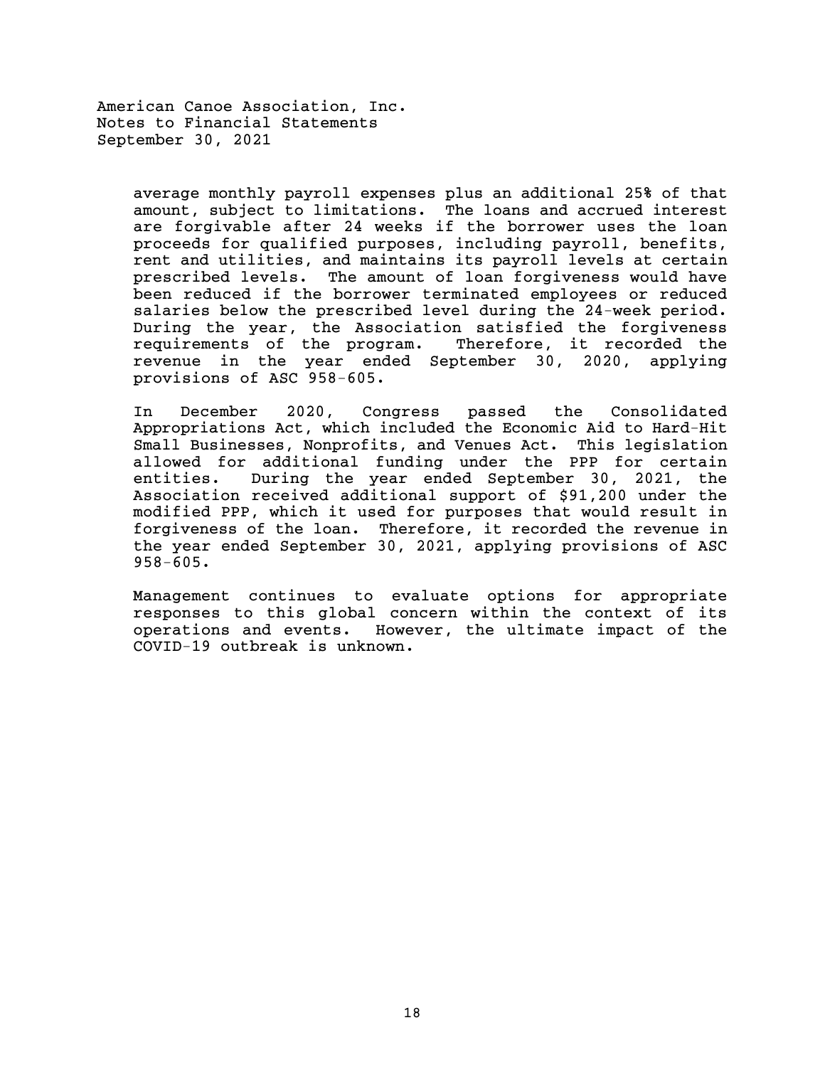average monthly payroll expenses plus an additional 25% of that amount, subject to limitations. The loans and accrued interest are forgivable after 24 weeks if the borrower uses the loan proceeds for qualified purposes, including payroll, benefits, rent and utilities, and maintains its payroll levels at certain prescribed levels. The amount of loan forgiveness would have been reduced if the borrower terminated employees or reduced salaries below the prescribed level during the 24-week period. During the year, the Association satisfied the forgiveness requirements of the program. Therefore, it recorded the revenue in the year ended September 30, 2020, applying provisions of ASC 958-605.

In December 2020, Congress passed the Consolidated Appropriations Act, which included the Economic Aid to Hard-Hit Small Businesses, Nonprofits, and Venues Act. This legislation allowed for additional funding under the PPP for certain entities. During the year ended September 30, 2021, the Association received additional support of $91,200 under the modified PPP, which it used for purposes that would result in forgiveness of the loan. Therefore, it recorded the revenue in the year ended September 30, 2021, applying provisions of ASC 958-605.

Management continues to evaluate options for appropriate responses to this global concern within the context of its operations and events. However, the ultimate impact of the COVID-19 outbreak is unknown.